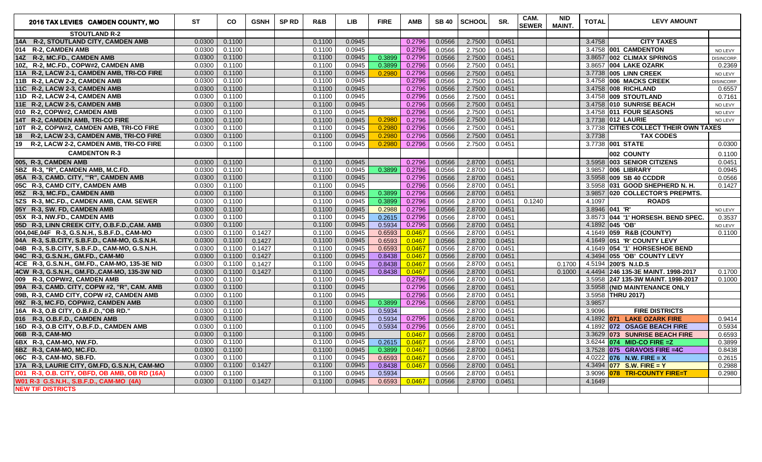| 2016 TAX LEVIES CAMDEN COUNTY, MO | ST | CO | GSNH | SP RD | R&B | LIB | FIRE | AMB | SB 40 | SCHOOL | SR. | CAM. SEWER | NID MAINT. | TOTAL | LEVY AMOUNT | |
|---|---|---|---|---|---|---|---|---|---|---|---|---|---|---|---|---|
| **STOUTLAND R-2** | | | | | | | | | | | | | | | | |
| 14A R-2, STOUTLAND CITY, CAMDEN AMB | 0.0300 | 0.1100 | | | 0.1100 | 0.0945 | | 0.2796 | 0.0566 | 2.7500 | 0.0451 | | | 3.4758 | **CITY TAXES** | |
| 014 R-2, CAMDEN AMB | 0.0300 | 0.1100 | | | 0.1100 | 0.0945 | | 0.2796 | 0.0566 | 2.7500 | 0.0451 | | | 3.4758 | 001 CAMDENTON | NO LEVY |
| 14Z R-2, MC.FD., CAMDEN AMB | 0.0300 | 0.1100 | | | 0.1100 | 0.0945 | 0.3899 | 0.2796 | 0.0566 | 2.7500 | 0.0451 | | | 3.8657 | 002 CLIMAX SPRINGS | DISINCORP. |
| 10Z, R-2, MC.FD., COPW#2, CAMDEN AMB | 0.0300 | 0.1100 | | | 0.1100 | 0.0945 | 0.3899 | 0.2796 | 0.0566 | 2.7500 | 0.0451 | | | 3.8657 | 004 LAKE OZARK | 0.2369 |
| 11A R-2, LACW 2-1, CAMDEN AMB, TRI-CO FIRE | 0.0300 | 0.1100 | | | 0.1100 | 0.0945 | 0.2980 | 0.2796 | 0.0566 | 2.7500 | 0.0451 | | | 3.7738 | 005 LINN CREEK | NO LEVY |
| 11B R-2, LACW 2-2, CAMDEN AMB | 0.0300 | 0.1100 | | | 0.1100 | 0.0945 | | 0.2796 | 0.0566 | 2.7500 | 0.0451 | | | 3.4758 | 006 MACKS CREEK | DISINCORP. |
| 11C R-2, LACW 2-3, CAMDEN AMB | 0.0300 | 0.1100 | | | 0.1100 | 0.0945 | | 0.2796 | 0.0566 | 2.7500 | 0.0451 | | | 3.4758 | 008 RICHLAND | 0.6557 |
| 11D R-2, LACW 2-4, CAMDEN AMB | 0.0300 | 0.1100 | | | 0.1100 | 0.0945 | | 0.2796 | 0.0566 | 2.7500 | 0.0451 | | | 3.4758 | 009 STOUTLAND | 0.7161 |
| 11E R-2, LACW 2-5, CAMDEN AMB | 0.0300 | 0.1100 | | | 0.1100 | 0.0945 | | 0.2796 | 0.0566 | 2.7500 | 0.0451 | | | 3.4758 | 010 SUNRISE BEACH | NO LEVY |
| 010 R-2, COPW#2, CAMDEN AMB | 0.0300 | 0.1100 | | | 0.1100 | 0.0945 | | 0.2796 | 0.0566 | 2.7500 | 0.0451 | | | 3.4758 | 011 FOUR SEASONS | NO LEVY |
| 14T R-2, CAMDEN AMB, TRI-CO FIRE | 0.0300 | 0.1100 | | | 0.1100 | 0.0945 | 0.2980 | 0.2796 | 0.0566 | 2.7500 | 0.0451 | | | 3.7738 | 012 LAURIE | NO LEVY |
| 10T R-2, COPW#2, CAMDEN AMB, TRI-CO FIRE | 0.0300 | 0.1100 | | | 0.1100 | 0.0945 | 0.2980 | 0.2796 | 0.0566 | 2.7500 | 0.0451 | | | 3.7738 | CITIES COLLECT THEIR OWN TAXES | |
| 18 R-2, LACW 2-3, CAMDEN AMB, TRI-CO FIRE | 0.0300 | 0.1100 | | | 0.1100 | 0.0945 | 0.2980 | 0.2796 | 0.0566 | 2.7500 | 0.0451 | | | 3.7738 | **TAX CODES** | |
| 19 R-2, LACW 2-2, CAMDEN AMB, TRI-CO FIRE | 0.0300 | 0.1100 | | | 0.1100 | 0.0945 | 0.2980 | 0.2796 | 0.0566 | 2.7500 | 0.0451 | | | 3.7738 | 001 STATE | 0.0300 |
| **CAMDENTON R-3** | | | | | | | | | | | | | | | 002 COUNTY | 0.1100 |
| 005, R-3, CAMDEN AMB | 0.0300 | 0.1100 | | | 0.1100 | 0.0945 | | 0.2796 | 0.0566 | 2.8700 | 0.0451 | | | 3.5958 | 003 SENIOR CITIZENS | 0.0451 |
| 5BZ R-3, "R", CAMDEN AMB, M.C.FD. | 0.0300 | 0.1100 | | | 0.1100 | 0.0945 | 0.3899 | 0.2796 | 0.0566 | 2.8700 | 0.0451 | | | 3.9857 | 006 LIBRARY | 0.0945 |
| 05A R-3, CAMD. CITY, "'R", CAMDEN AMB | 0.0300 | 0.1100 | | | 0.1100 | 0.0945 | | 0.2796 | 0.0566 | 2.8700 | 0.0451 | | | 3.5958 | 009 SB 40 CCDDR | 0.0566 |
| 05C R-3, CAMD CITY, CAMDEN AMB | 0.0300 | 0.1100 | | | 0.1100 | 0.0945 | | 0.2796 | 0.0566 | 2.8700 | 0.0451 | | | 3.5958 | 031 GOOD SHEPHERD N. H. | 0.1427 |
| 05Z R-3, MC.FD., CAMDEN AMB | 0.0300 | 0.1100 | | | 0.1100 | 0.0945 | 0.3899 | 0.2796 | 0.0566 | 2.8700 | 0.0451 | | | 3.9857 | 020 COLLECTOR'S PREPMTS. | |
| 5ZS R-3, MC.FD., CAMDEN AMB, CAM. SEWER | 0.0300 | 0.1100 | | | 0.1100 | 0.0945 | 0.3899 | 0.2796 | 0.0566 | 2.8700 | 0.0451 | 0.1240 | | 4.1097 | **ROADS** | |
| 05Y R-3, SW. FD, CAMDEN AMB | 0.0300 | 0.1100 | | | 0.1100 | 0.0945 | 0.2988 | 0.2796 | 0.0566 | 2.8700 | 0.0451 | | | 3.8946 | 041 'R' | NO LEVY |
| 05X R-3, NW.FD., CAMDEN AMB | 0.0300 | 0.1100 | | | 0.1100 | 0.0945 | 0.2615 | 0.2796 | 0.0566 | 2.8700 | 0.0451 | | | 3.8573 | 044 '1' HORSESH. BEND SPEC. | 0.3537 |
| 05D R-3, LINN CREEK CITY, O.B.F.D.,CAM. AMB | 0.0300 | 0.1100 | | | 0.1100 | 0.0945 | 0.5934 | 0.2796 | 0.0566 | 2.8700 | 0.0451 | | | 4.1892 | 045 'OB' | NO LEVY |
| 004,04E,04F R-3, G.S.N.H., S.B.F.D., CAM-MO | 0.0300 | 0.1100 | 0.1427 | | 0.1100 | 0.0945 | 0.6593 | 0.0467 | 0.0566 | 2.8700 | 0.0451 | | | 4.1649 | 059 R&B (COUNTY) | 0.1100 |
| 04A R-3, S.B.CITY, S.B.F.D., CAM-MO, G.S.N.H. | 0.0300 | 0.1100 | 0.1427 | | 0.1100 | 0.0945 | 0.6593 | 0.0467 | 0.0566 | 2.8700 | 0.0451 | | | 4.1649 | 051 'R' COUNTY LEVY | |
| 04B R-3, S.B.CITY, S.B.F.D., CAM-MO, G.S.N.H. | 0.0300 | 0.1100 | 0.1427 | | 0.1100 | 0.0945 | 0.6593 | 0.0467 | 0.0566 | 2.8700 | 0.0451 | | | 4.1649 | 054 '1' HORSESHOE BEND | |
| 04C R-3, G.S.N.H., GM.FD., CAM-M0 | 0.0300 | 0.1100 | 0.1427 | | 0.1100 | 0.0945 | 0.8438 | 0.0467 | 0.0566 | 2.8700 | 0.0451 | | | 4.3494 | 055 'OB' COUNTY LEVY | |
| 4CE R-3, G.S.N.H., GM.FD., CAM-MO, 135-3E NID | 0.0300 | 0.1100 | 0.1427 | | 0.1100 | 0.0945 | 0.8438 | 0.0467 | 0.0566 | 2.8700 | 0.0451 | | 0.1700 | 4.5194 | 200'S N.I.D.S | |
| 4CW R-3, G.S.N.H., GM.FD.,CAM-MO, 135-3W NID | 0.0300 | 0.1100 | 0.1427 | | 0.1100 | 0.0945 | 0.8438 | 0.0467 | 0.0566 | 2.8700 | 0.0451 | | 0.1000 | 4.4494 | 246 135-3E MAINT. 1998-2017 | 0.1700 |
| 009 R-3, COPW#2, CAMDEN AMB | 0.0300 | 0.1100 | | | 0.1100 | 0.0945 | | 0.2796 | 0.0566 | 2.8700 | 0.0451 | | | 3.5958 | 247 135-3W MAINT. 1998-2017 | 0.1000 |
| 09A R-3, CAMD. CITY, COPW #2, "R", CAM. AMB | 0.0300 | 0.1100 | | | 0.1100 | 0.0945 | | 0.2796 | 0.0566 | 2.8700 | 0.0451 | | | 3.5958 | (NID MAINTENANCE ONLY | |
| 09B, R-3, CAMD CITY, COPW #2, CAMDEN AMB | 0.0300 | 0.1100 | | | 0.1100 | 0.0945 | | 0.2796 | 0.0566 | 2.8700 | 0.0451 | | | 3.5958 | THRU 2017) | |
| 09Z R-3, MC.FD, COPW#2, CAMDEN AMB | 0.0300 | 0.1100 | | | 0.1100 | 0.0945 | 0.3899 | 0.2796 | 0.0566 | 2.8700 | 0.0451 | | | 3.9857 | | |
| 16A R-3, O.B CITY, O.B.F.D.,"OB RD." | 0.0300 | 0.1100 | | | 0.1100 | 0.0945 | 0.5934 | | 0.0566 | 2.8700 | 0.0451 | | | 3.9096 | **FIRE DISTRICTS** | |
| 016 R-3, O.B.F.D., CAMDEN AMB | 0.0300 | 0.1100 | | | 0.1100 | 0.0945 | 0.5934 | 0.2796 | 0.0566 | 2.8700 | 0.0451 | | | 4.1892 | 071 LAKE OZARK FIRE | 0.9414 |
| 16D R-3, O.B CITY, O.B.F.D., CAMDEN AMB | 0.0300 | 0.1100 | | | 0.1100 | 0.0945 | 0.5934 | 0.2796 | 0.0566 | 2.8700 | 0.0451 | | | 4.1892 | 072 OSAGE BEACH FIRE | 0.5934 |
| 06B R-3, CAM-MO | 0.0300 | 0.1100 | | | 0.1100 | 0.0945 | | 0.0467 | 0.0566 | 2.8700 | 0.0451 | | | 3.3629 | 073 SUNRISE BEACH FIRE | 0.6593 |
| 6BX R-3, CAM-MO, NW.FD. | 0.0300 | 0.1100 | | | 0.1100 | 0.0945 | 0.2615 | 0.0467 | 0.0566 | 2.8700 | 0.0451 | | | 3.6244 | 074 MID-CO FIRE =Z | 0.3899 |
| 6BZ R-3, CAM-MO, MC.FD. | 0.0300 | 0.1100 | | | 0.1100 | 0.0945 | 0.3899 | 0.0467 | 0.0566 | 2.8700 | 0.0451 | | | 3.7528 | 075 GRAVOIS FIRE =4C | 0.8438 |
| 06C R-3, CAM-MO, SB.FD. | 0.0300 | 0.1100 | | | 0.1100 | 0.0945 | 0.6593 | 0.0467 | 0.0566 | 2.8700 | 0.0451 | | | 4.0222 | 076 N.W. FIRE = X | 0.2615 |
| 17A R-3, LAURIE CITY, GM.FD, G.S.N.H, CAM-MO | 0.0300 | 0.1100 | 0.1427 | | 0.1100 | 0.0945 | 0.8438 | 0.0467 | 0.0566 | 2.8700 | 0.0451 | | | 4.3494 | 077 S.W. FIRE = Y | 0.2988 |
| D01 R-3, O.B. CITY, OBFD, OB AMB, OB RD (16A) | 0.0300 | 0.1100 | | | 0.1100 | 0.0945 | 0.5934 | | 0.0566 | 2.8700 | 0.0451 | | | 3.9096 | 078 TRI-COUNTY FIRE=T | 0.2980 |
| W01 R-3 G.S.N.H., S.B.F.D., CAM-MO (4A) | 0.0300 | 0.1100 | 0.1427 | | 0.1100 | 0.0945 | 0.6593 | 0.0467 | 0.0566 | 2.8700 | 0.0451 | | | 4.1649 | | |
| NEW TIF DISTRICTS | | | | | | | | | | | | | | | | |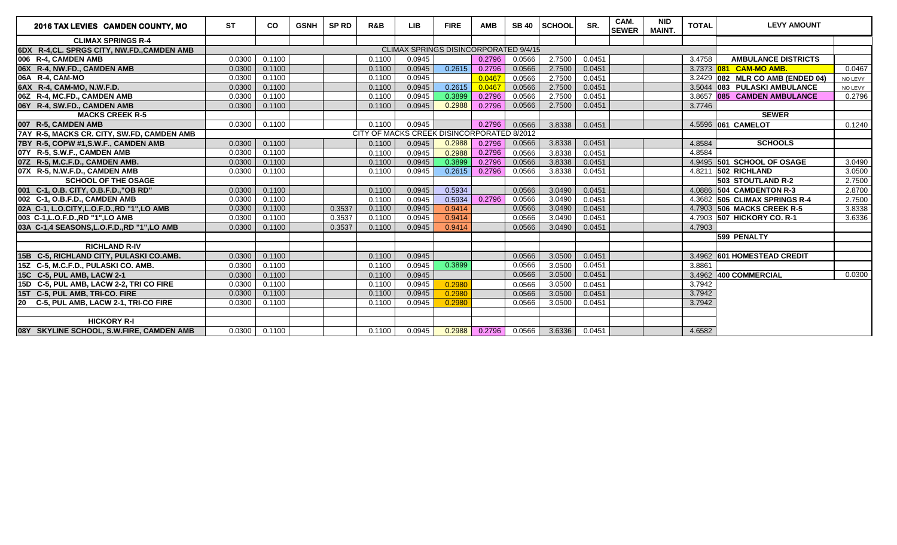| 2016 TAX LEVIES CAMDEN COUNTY, MO | ST | CO | GSNH | SP RD | R&B | LIB | FIRE | AMB | SB 40 | SCHOOL | SR. | CAM. SEWER | NID MAINT. | TOTAL | LEVY AMOUNT | |
|---|---|---|---|---|---|---|---|---|---|---|---|---|---|---|---|---|
| **CLIMAX SPRINGS R-4** | | | | | | | | | | | | | | | | |
| 6DX R-4,CL. SPRGS CITY, NW.FD.,CAMDEN AMB | | | | | CLIMAX SPRINGS DISINCORPORATED 9/4/15 | | | | | | | | | | | |
| 006 R-4, CAMDEN AMB | 0.0300 | 0.1100 | | | 0.1100 | 0.0945 | | 0.2796 | 0.0566 | 2.7500 | 0.0451 | | | 3.4758 | **AMBULANCE DISTRICTS** | |
| 06X R-4, NW.FD., CAMDEN AMB | 0.0300 | 0.1100 | | | 0.1100 | 0.0945 | 0.2615 | 0.2796 | 0.0566 | 2.7500 | 0.0451 | | | 3.7373 | **081 CAM-MO AMB.** | 0.0467 |
| 06A R-4, CAM-MO | 0.0300 | 0.1100 | | | 0.1100 | 0.0945 | | 0.0467 | 0.0566 | 2.7500 | 0.0451 | | | 3.2429 | **082 MLR CO AMB (ENDED 04)** | NO LEVY |
| 6AX R-4, CAM-MO, N.W.F.D. | 0.0300 | 0.1100 | | | 0.1100 | 0.0945 | 0.2615 | 0.0467 | 0.0566 | 2.7500 | 0.0451 | | | 3.5044 | **083 PULASKI AMBULANCE** | NO LEVY |
| 06Z R-4, MC.FD., CAMDEN AMB | 0.0300 | 0.1100 | | | 0.1100 | 0.0945 | 0.3899 | 0.2796 | 0.0566 | 2.7500 | 0.0451 | | | 3.8657 | **085 CAMDEN AMBULANCE** | 0.2796 |
| 06Y R-4, SW.FD., CAMDEN AMB | 0.0300 | 0.1100 | | | 0.1100 | 0.0945 | 0.2988 | 0.2796 | 0.0566 | 2.7500 | 0.0451 | | | 3.7746 | | |
| **MACKS CREEK R-5** | | | | | | | | | | | | | | | **SEWER** | |
| 007 R-5, CAMDEN AMB | 0.0300 | 0.1100 | | | 0.1100 | 0.0945 | | 0.2796 | 0.0566 | 3.8338 | 0.0451 | | | 4.5596 | **061 CAMELOT** | 0.1240 |
| 7AY R-5, MACKS CR. CITY, SW.FD, CAMDEN AMB | | | | | CITY OF MACKS CREEK DISINCORPORATED 8/2012 | | | | | | | | | | | |
| 7BY R-5, COPW #1,S.W.F., CAMDEN AMB | 0.0300 | 0.1100 | | | 0.1100 | 0.0945 | 0.2988 | 0.2796 | 0.0566 | 3.8338 | 0.0451 | | | 4.8584 | **SCHOOLS** | |
| 07Y R-5, S.W.F., CAMDEN AMB | 0.0300 | 0.1100 | | | 0.1100 | 0.0945 | 0.2988 | 0.2796 | 0.0566 | 3.8338 | 0.0451 | | | 4.8584 | | |
| 07Z R-5, M.C.F.D., CAMDEN AMB. | 0.0300 | 0.1100 | | | 0.1100 | 0.0945 | 0.3899 | 0.2796 | 0.0566 | 3.8338 | 0.0451 | | | 4.9495 | **501 SCHOOL OF OSAGE** | 3.0490 |
| 07X R-5, N.W.F.D., CAMDEN AMB | 0.0300 | 0.1100 | | | 0.1100 | 0.0945 | 0.2615 | 0.2796 | 0.0566 | 3.8338 | 0.0451 | | | 4.8211 | **502 RICHLAND** | 3.0500 |
| **SCHOOL OF THE OSAGE** | | | | | | | | | | | | | | | **503 STOUTLAND R-2** | 2.7500 |
| 001 C-1, O.B. CITY, O.B.F.D.,"OB RD" | 0.0300 | 0.1100 | | | 0.1100 | 0.0945 | 0.5934 | | 0.0566 | 3.0490 | 0.0451 | | | 4.0886 | **504 CAMDENTON R-3** | 2.8700 |
| 002 C-1, O.B.F.D., CAMDEN AMB | 0.0300 | 0.1100 | | | 0.1100 | 0.0945 | 0.5934 | 0.2796 | 0.0566 | 3.0490 | 0.0451 | | | 4.3682 | **505 CLIMAX SPRINGS R-4** | 2.7500 |
| 02A C-1, L.O.CITY,L.O.F.D.,RD "1",LO AMB | 0.0300 | 0.1100 | | 0.3537 | 0.1100 | 0.0945 | 0.9414 | | 0.0566 | 3.0490 | 0.0451 | | | 4.7903 | **506 MACKS CREEK R-5** | 3.8338 |
| 003 C-1,L.O.F.D.,RD "1",LO AMB | 0.0300 | 0.1100 | | 0.3537 | 0.1100 | 0.0945 | 0.9414 | | 0.0566 | 3.0490 | 0.0451 | | | 4.7903 | **507 HICKORY CO. R-1** | 3.6336 |
| 03A C-1,4 SEASONS,L.O.F.D.,RD "1",LO AMB | 0.0300 | 0.1100 | | 0.3537 | 0.1100 | 0.0945 | 0.9414 | | 0.0566 | 3.0490 | 0.0451 | | | 4.7903 | | |
| | | | | | | | | | | | | | | | **599 PENALTY** | |
| **RICHLAND R-IV** | | | | | | | | | | | | | | | | |
| 15B C-5, RICHLAND CITY, PULASKI CO.AMB. | 0.0300 | 0.1100 | | | 0.1100 | 0.0945 | | | 0.0566 | 3.0500 | 0.0451 | | | 3.4962 | **601 HOMESTEAD CREDIT** | |
| 15Z C-5, M.C.F.D., PULASKI CO. AMB. | 0.0300 | 0.1100 | | | 0.1100 | 0.0945 | 0.3899 | | 0.0566 | 3.0500 | 0.0451 | | | 3.8861 | | |
| 15C C-5, PUL AMB, LACW 2-1 | 0.0300 | 0.1100 | | | 0.1100 | 0.0945 | | | 0.0566 | 3.0500 | 0.0451 | | | 3.4962 | **400 COMMERCIAL** | 0.0300 |
| 15D C-5, PUL AMB, LACW 2-2, TRI CO FIRE | 0.0300 | 0.1100 | | | 0.1100 | 0.0945 | 0.2980 | | 0.0566 | 3.0500 | 0.0451 | | | 3.7942 | | |
| 15T C-5, PUL AMB, TRI-CO. FIRE | 0.0300 | 0.1100 | | | 0.1100 | 0.0945 | 0.2980 | | 0.0566 | 3.0500 | 0.0451 | | | 3.7942 | | |
| 20 C-5, PUL AMB, LACW 2-1, TRI-CO FIRE | 0.0300 | 0.1100 | | | 0.1100 | 0.0945 | 0.2980 | | 0.0566 | 3.0500 | 0.0451 | | | 3.7942 | | |
| | | | | | | | | | | | | | | | | |
| **HICKORY R-I** | | | | | | | | | | | | | | | | |
| 08Y SKYLINE SCHOOL, S.W.FIRE, CAMDEN AMB | 0.0300 | 0.1100 | | | 0.1100 | 0.0945 | 0.2988 | 0.2796 | 0.0566 | 3.6336 | 0.0451 | | | 4.6582 | | |